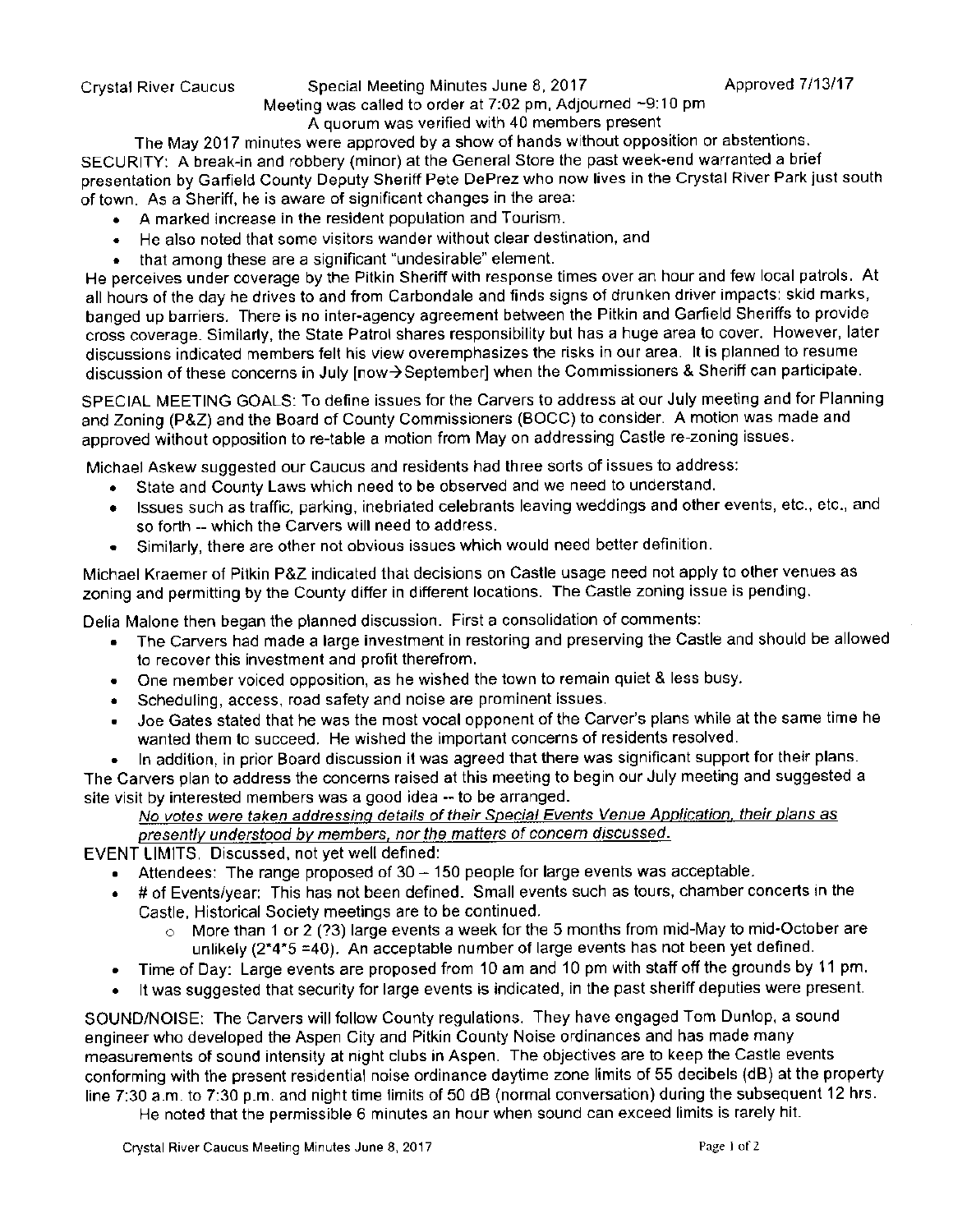Crystal River Caucus Special Meeting Minutes June 8, 2017 Approved 7/13/17

Meeting was called to order at 7:02 pm, Adjourned ~9:10 pm

A quorum was verified with 40 members present

The May 2017 minutes were approved by a show of hands without opposition or abstentions.

SECURITY: A break-in and robbery (minor) at the General Store the past week-end warranted a brief presentation by Garfield County Deputy Sheriff Pete DePrez who now lives in the Crystal River Park just south of town. As a Sheriff, he is aware of significant changes in the area:

- A marked increase in the resident population and Tourism.
- He also noted that some visitors wander without clear destination, and
- that among these are a significant "undesirable" element.

He perceives under coverage by the Pitkin Sheriff with response times over an hour and few local patrols. At all hours of the day he drives to and from Carbondale and finds signs of drunken driver impacts: skid marks, banged up barriers. There is no inter-agency agreement between the Pitkin and Garfield Sheriffs to provide cross coverage. Similarly, the State Patrol shares responsibility but has a huge area to cover. However, later discussions indicated members felt his view overemphasizes the risks in our area. It is planned to resume discussion of these concerns in July [now→September] when the Commissioners & Sheriff can participate.

SPECIAL MEETING GOALS: To define issues for the Carvers to address at our July meeting and for Planning and Zoning (P&Z) and the Board of County Commissioners (BOCC) to consider. A motion was made and approved without opposition to re-table a motion from May on addressing Castle re-zoning issues.

Michael Askew suggested our Caucus and residents had three sorts of issues to address:

- State and County Laws which need to be observed and we need to understand.
- Issues such as traffic, parking, inebriated celebrants leaving weddings and other events, etc., etc., and so forth -- which the Carvers will need to address.
- Similarly, there are other not obvious issues which would need better definition.

Michael Kraemer of Pitkin P&Z indicated that decisions on Castle usage need not apply to other venues as zoning and permitting by the County differ in different locations. The Castle zoning issue is pending.

Delia Malone then began the planned discussion. First a consolidation of comments:

- The Carvers had made a large investment in restoring and preserving the Castle and should be allowed to recover this investment and profit therefrom.
- One member voiced opposition, as he wished the town to remain quiet & less busy.
- Scheduling, access, road safety and noise are prominent issues.
- Joe Gates stated that he was the most vocal opponent of the Carver's plans while at the same time he wanted them to succeed. He wished the important concerns of residents resolved.
- In addition, in prior Board discussion it was agreed that there was significant support for their plans.

The Carvers plan to address the concerns raised at this meeting to begin our July meeting and suggested a site visit by interested members was a good idea -- to be arranged.

*No votes were taken addressing details of their Special Events Venue Application, their plans as presently understood by members, nor the matters of concern discussed.*

EVENT LIMITS. Discussed, not yet well defined:

- Attendees: The range proposed of 30 – 150 people for large events was acceptable.
- # of Events/year: This has not been defined. Small events such as tours, chamber concerts in the Castle, Historical Society meetings are to be continued.
  - More than 1 or 2 (?3) large events a week for the 5 months from mid-May to mid-October are unlikely (2*4*5 =40). An acceptable number of large events has not been yet defined.
- Time of Day: Large events are proposed from 10 am and 10 pm with staff off the grounds by 11 pm.
- It was suggested that security for large events is indicated, in the past sheriff deputies were present.

SOUND/NOISE: The Carvers will follow County regulations. They have engaged Tom Dunlop, a sound engineer who developed the Aspen City and Pitkin County Noise ordinances and has made many measurements of sound intensity at night clubs in Aspen. The objectives are to keep the Castle events conforming with the present residential noise ordinance daytime zone limits of 55 decibels (dB) at the property line 7:30 a.m. to 7:30 p.m. and night time limits of 50 dB (normal conversation) during the subsequent 12 hrs.

He noted that the permissible 6 minutes an hour when sound can exceed limits is rarely hit.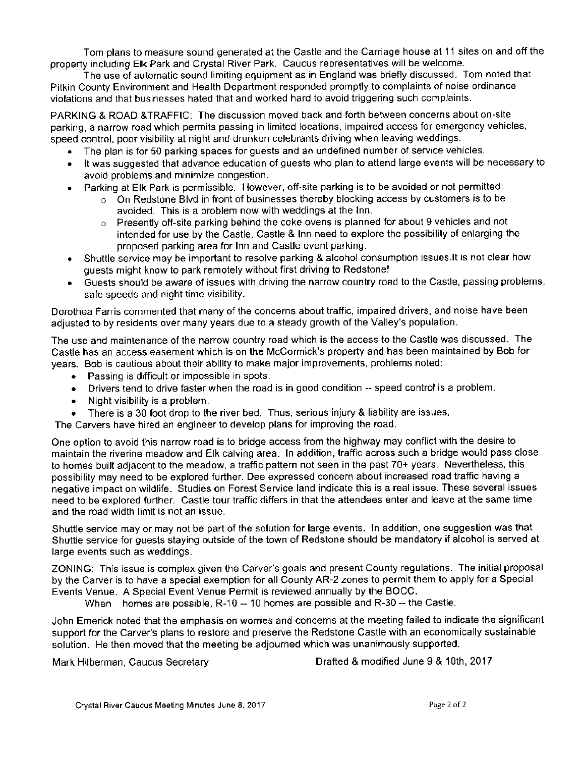Tom plans to measure sound generated at the Castle and the Carriage house at 11 sites on and off the property including Elk Park and Crystal River Park. Caucus representatives will be welcome.

The use of automatic sound limiting equipment as in England was briefly discussed. Tom noted that Pitkin County Environment and Health Department responded promptly to complaints of noise ordinance violations and that businesses hated that and worked hard to avoid triggering such complaints.

PARKING & ROAD &TRAFFIC: The discussion moved back and forth between concerns about on-site parking, a narrow road which permits passing in limited locations, impaired access for emergency vehicles, speed control, poor visibility at night and drunken celebrants driving when leaving weddings.

- The plan is for 50 parking spaces for guests and an undefined number of service vehicles.
- It was suggested that advance education of guests who plan to attend large events will be necessary to avoid problems and minimize congestion.
- Parking at Elk Park is permissible. However, off-site parking is to be avoided or not permitted:
    - On Redstone Blvd in front of businesses thereby blocking access by customers is to be avoided. This is a problem now with weddings at the Inn.
    - Presently off-site parking behind the coke ovens is planned for about 9 vehicles and not intended for use by the Castle. Castle & Inn need to explore the possibility of enlarging the proposed parking area for Inn and Castle event parking.
- Shuttle service may be important to resolve parking & alcohol consumption issues.It is not clear how guests might know to park remotely without first driving to Redstone!
- Guests should be aware of issues with driving the narrow country road to the Castle, passing problems, safe speeds and night time visibility.

Dorothea Farris commented that many of the concerns about traffic, impaired drivers, and noise have been adjusted to by residents over many years due to a steady growth of the Valley's population.

The use and maintenance of the narrow country road which is the access to the Castle was discussed. The Castle has an access easement which is on the McCormick's property and has been maintained by Bob for years. Bob is cautious about their ability to make major improvements, problems noted:

- Passing is difficult or impossible in spots.
- Drivers tend to drive faster when the road is in good condition -- speed control is a problem.
- Night visibility is a problem.
- There is a 30 foot drop to the river bed. Thus, serious injury & liability are issues.

The Carvers have hired an engineer to develop plans for improving the road.

One option to avoid this narrow road is to bridge access from the highway may conflict with the desire to maintain the riverine meadow and Elk calving area. In addition, traffic across such a bridge would pass close to homes built adjacent to the meadow, a traffic pattern not seen in the past 70+ years. Nevertheless, this possibility may need to be explored further. Dee expressed concern about increased road traffic having a negative impact on wildlife. Studies on Forest Service land indicate this is a real issue. These several issues need to be explored further. Castle tour traffic differs in that the attendees enter and leave at the same time and the road width limit is not an issue.

Shuttle service may or may not be part of the solution for large events. In addition, one suggestion was that Shuttle service for guests staying outside of the town of Redstone should be mandatory if alcohol is served at large events such as weddings.

ZONING: This issue is complex given the Carver's goals and present County regulations. The initial proposal by the Carver is to have a special exemption for all County AR-2 zones to permit them to apply for a Special Events Venue. A Special Event Venue Permit is reviewed annually by the BOCC.

When homes are possible, R-10 -- 10 homes are possible and R-30 -- the Castle.

John Emerick noted that the emphasis on worries and concerns at the meeting failed to indicate the significant support for the Carver's plans to restore and preserve the Redstone Castle with an economically sustainable solution. He then moved that the meeting be adjourned which was unanimously supported.

Mark Hilberman, Caucus Secretary — Drafted & modified June 9 & 10th, 2017